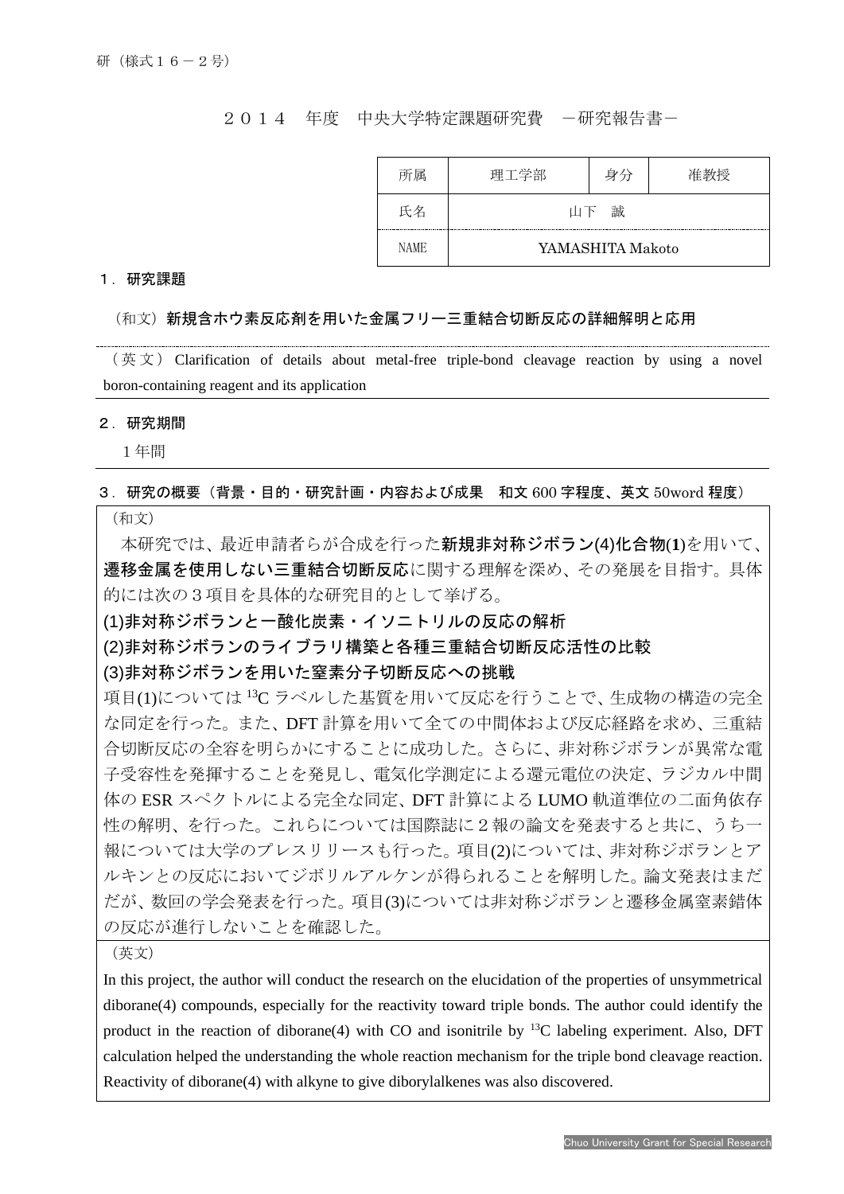研（様式１６－２号）

# ２０１４　年度　中央大学特定課題研究費　－研究報告書－

| 所属 | 理工学部 | 身分 | 准教授 |
| --- | --- | --- | --- |
| 氏名 | 山下　誠 | | |
| NAME | YAMASHITA Makoto | | |

## １．研究課題

（和文）**新規含ホウ素反応剤を用いた金属フリー三重結合切断反応の詳細解明と応用**

（英文）Clarification of details about metal-free triple-bond cleavage reaction by using a novel boron-containing reagent and its application

## ２．研究期間

１年間

## ３．研究の概要（背景・目的・研究計画・内容および成果　和文 600 字程度、英文 50word 程度）

（和文）

本研究では、最近申請者らが合成を行った**新規非対称ジボラン(4)化合物(1)**を用いて、**遷移金属を使用しない三重結合切断反応**に関する理解を深め、その発展を目指す。具体的には次の３項目を具体的な研究目的として挙げる。

**(1)非対称ジボランと一酸化炭素・イソニトリルの反応の解析**

**(2)非対称ジボランのライブラリ構築と各種三重結合切断反応活性の比較**

**(3)非対称ジボランを用いた窒素分子切断反応への挑戦**

項目(1)については $^{13}$C ラベルした基質を用いて反応を行うことで、生成物の構造の完全な同定を行った。また、DFT 計算を用いて全ての中間体および反応経路を求め、三重結合切断反応の全容を明らかにすることに成功した。さらに、非対称ジボランが異常な電子受容性を発揮することを発見し、電気化学測定による還元電位の決定、ラジカル中間体の ESR スペクトルによる完全な同定、DFT 計算による LUMO 軌道準位の二面角依存性の解明、を行った。これらについては国際誌に２報の論文を発表すると共に、うち一報については大学のプレスリリースも行った。項目(2)については、非対称ジボランとアルキンとの反応においてジボリルアルケンが得られることを解明した。論文発表はまだだが、数回の学会発表を行った。項目(3)については非対称ジボランと遷移金属窒素錯体の反応が進行しないことを確認した。

（英文）

In this project, the author will conduct the research on the elucidation of the properties of unsymmetrical diborane(4) compounds, especially for the reactivity toward triple bonds. The author could identify the product in the reaction of diborane(4) with CO and isonitrile by $^{13}$C labeling experiment. Also, DFT calculation helped the understanding the whole reaction mechanism for the triple bond cleavage reaction. Reactivity of diborane(4) with alkyne to give diborylalkenes was also discovered.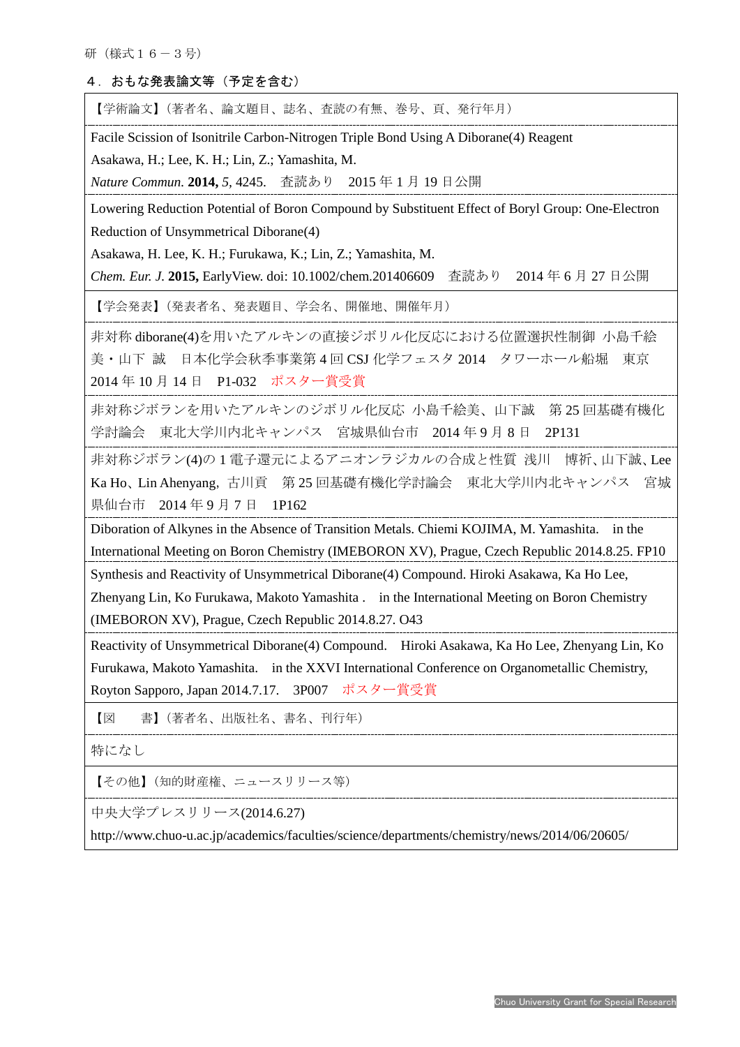研（様式１６－３号）

## ４．おもな発表論文等（予定を含む）

【学術論文】（著者名、論文題目、誌名、査読の有無、巻号、頁、発行年月）

Facile Scission of Isonitrile Carbon-Nitrogen Triple Bond Using A Diborane(4) Reagent
Asakawa, H.; Lee, K. H.; Lin, Z.; Yamashita, M.
*Nature Commun.* **2014,** *5*, 4245.　査読あり　2015 年 1 月 19 日公開

Lowering Reduction Potential of Boron Compound by Substituent Effect of Boryl Group: One-Electron Reduction of Unsymmetrical Diborane(4)
Asakawa, H. Lee, K. H.; Furukawa, K.; Lin, Z.; Yamashita, M.
*Chem. Eur. J.* **2015,** EarlyView. doi: 10.1002/chem.201406609　査読あり　2014 年 6 月 27 日公開

【学会発表】（発表者名、発表題目、学会名、開催地、開催年月）

非対称 diborane(4)を用いたアルキンの直接ジボリル化反応における位置選択性制御 小島千絵美・山下 誠　日本化学会秋季事業第 4 回 CSJ 化学フェスタ 2014　タワーホール船堀　東京　2014 年 10 月 14 日　P1-032　ポスター賞受賞

非対称ジボランを用いたアルキンのジボリル化反応 小島千絵美、山下誠　第 25 回基礎有機化学討論会　東北大学川内北キャンパス　宮城県仙台市　2014 年 9 月 8 日　2P131

非対称ジボラン(4)の 1 電子還元によるアニオンラジカルの合成と性質 浅川　博祈、山下誠、Lee Ka Ho、Lin Ahenyang, 古川貢　第 25 回基礎有機化学討論会　東北大学川内北キャンパス　宮城県仙台市　2014 年 9 月 7 日　1P162

Diboration of Alkynes in the Absence of Transition Metals. Chiemi KOJIMA, M. Yamashita.　in the International Meeting on Boron Chemistry (IMEBORON XV), Prague, Czech Republic 2014.8.25. FP10

Synthesis and Reactivity of Unsymmetrical Diborane(4) Compound. Hiroki Asakawa, Ka Ho Lee, Zhenyang Lin, Ko Furukawa, Makoto Yamashita .　in the International Meeting on Boron Chemistry (IMEBORON XV), Prague, Czech Republic 2014.8.27. O43

Reactivity of Unsymmetrical Diborane(4) Compound.　Hiroki Asakawa, Ka Ho Lee, Zhenyang Lin, Ko Furukawa, Makoto Yamashita.　in the XXVI International Conference on Organometallic Chemistry, Royton Sapporo, Japan 2014.7.17.　3P007　ポスター賞受賞

【図　　書】（著者名、出版社名、書名、刊行年）

特になし

【その他】（知的財産権、ニュースリリース等）

中央大学プレスリリース(2014.6.27)
http://www.chuo-u.ac.jp/academics/faculties/science/departments/chemistry/news/2014/06/20605/